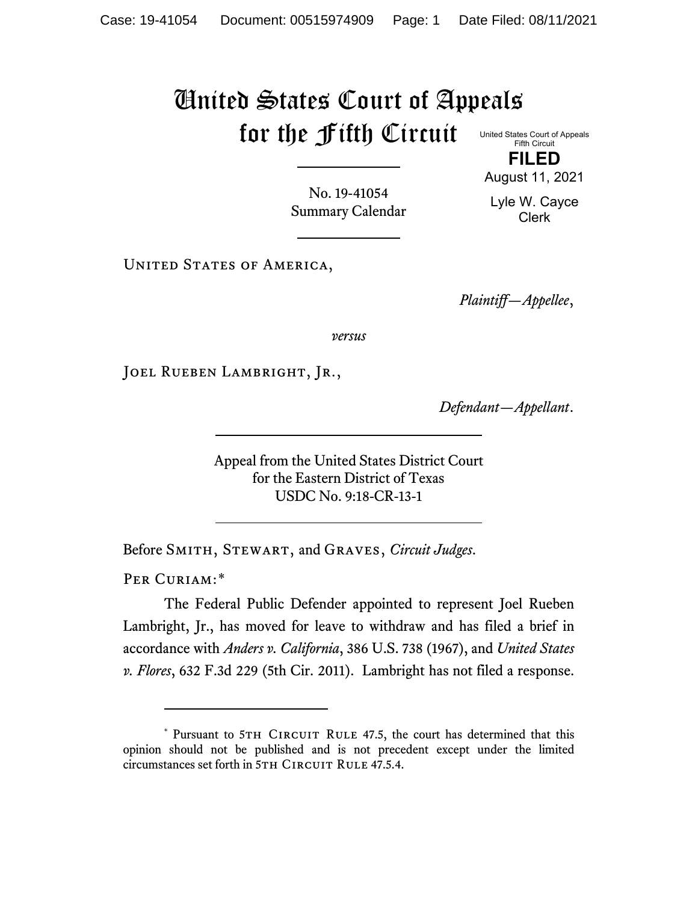# United States Court of Appeals for the Fifth Circuit

United States Court of Appeals
Fifth Circuit

**FILED**

August 11, 2021

Lyle W. Cayce
Clerk

---

No. 19-41054
Summary Calendar

---

United States of America,

*Plaintiff—Appellee*,

*versus*

Joel Rueben Lambright, Jr.,

*Defendant—Appellant*.

---

Appeal from the United States District Court
for the Eastern District of Texas
USDC No. 9:18-CR-13-1

---

Before Smith, Stewart, and Graves, *Circuit Judges*.

Per Curiam:*

The Federal Public Defender appointed to represent Joel Rueben Lambright, Jr., has moved for leave to withdraw and has filed a brief in accordance with *Anders v. California*, 386 U.S. 738 (1967), and *United States v. Flores*, 632 F.3d 229 (5th Cir. 2011). Lambright has not filed a response.

---

\* Pursuant to 5th Circuit Rule 47.5, the court has determined that this opinion should not be published and is not precedent except under the limited circumstances set forth in 5th Circuit Rule 47.5.4.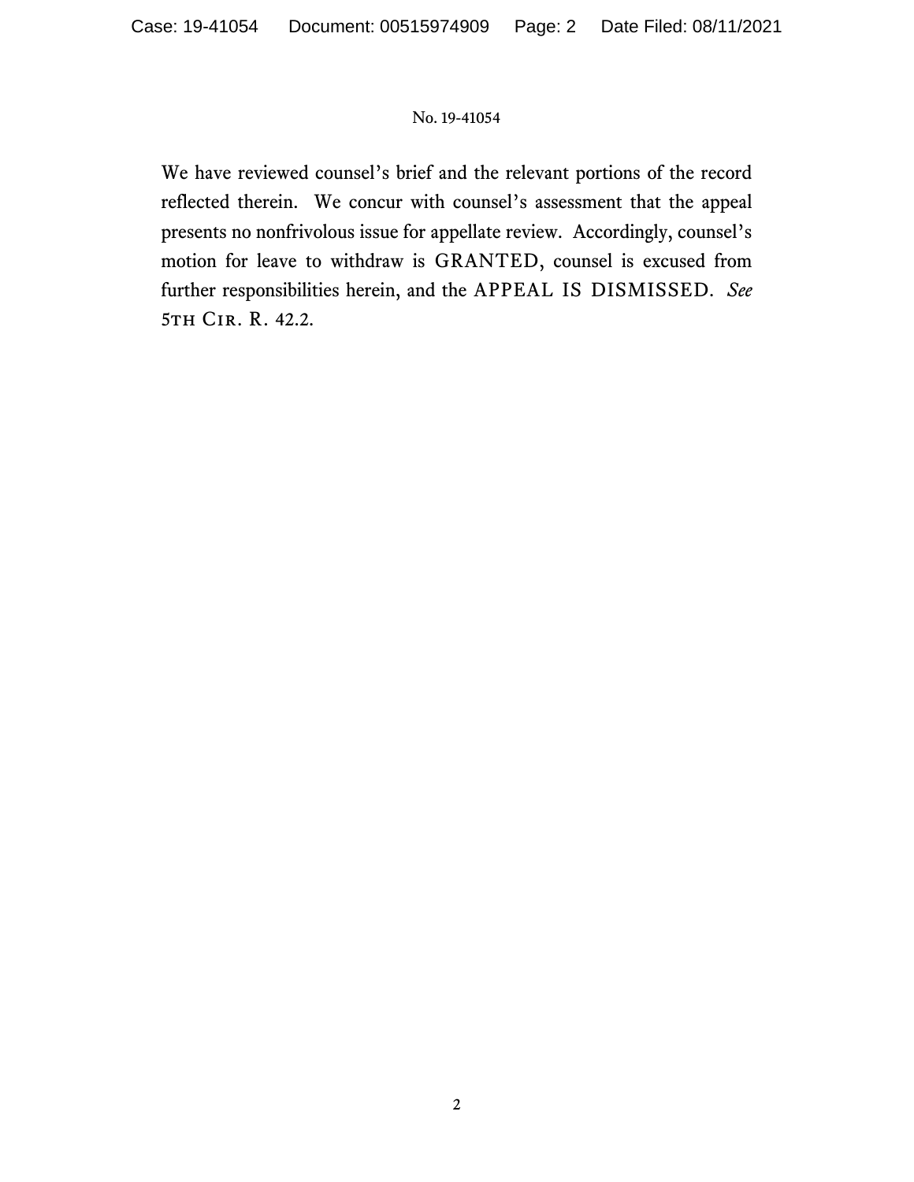We have reviewed counsel's brief and the relevant portions of the record reflected therein. We concur with counsel's assessment that the appeal presents no nonfrivolous issue for appellate review. Accordingly, counsel's motion for leave to withdraw is GRANTED, counsel is excused from further responsibilities herein, and the APPEAL IS DISMISSED. *See* 5TH CIR. R. 42.2.